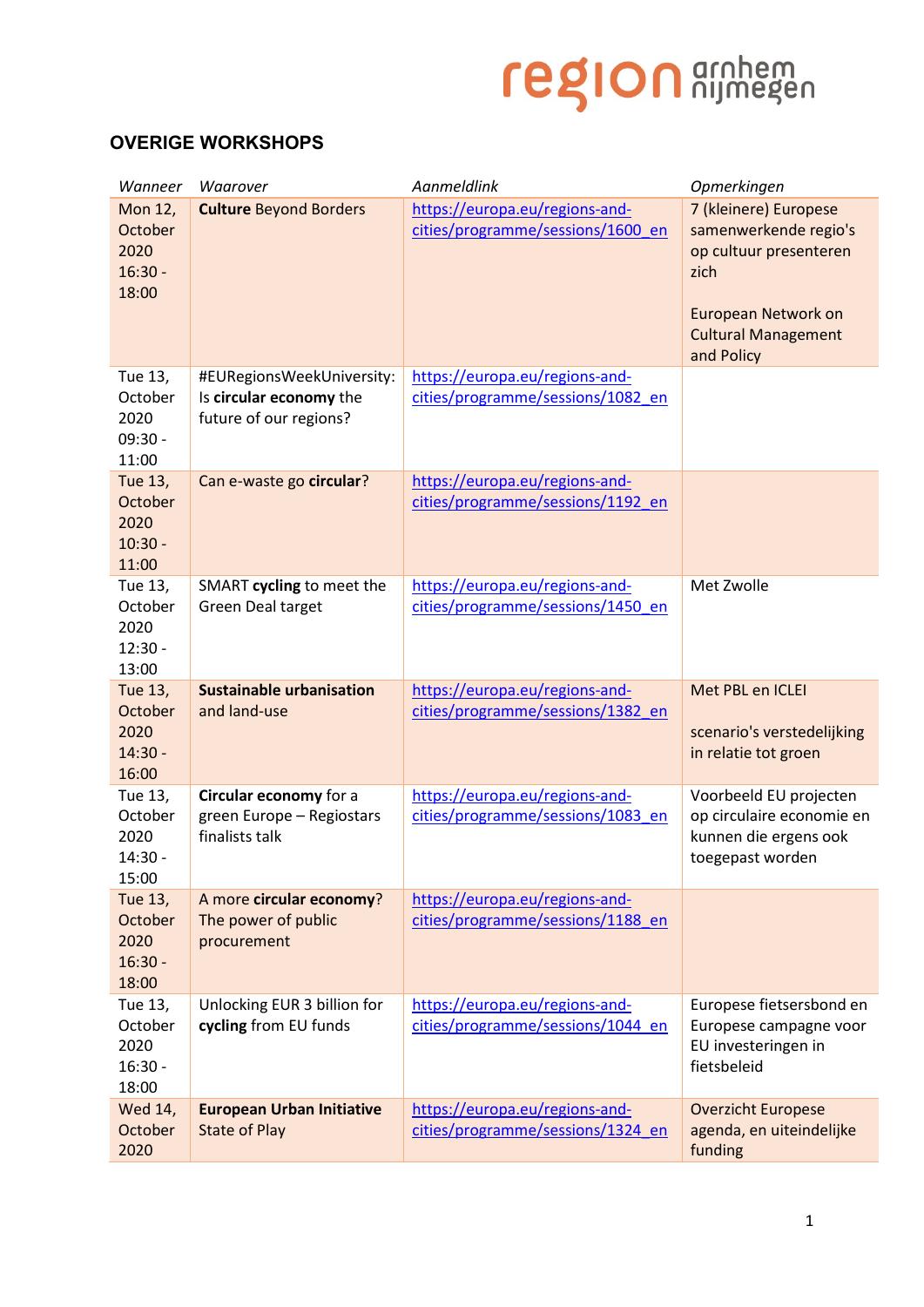## OVERIGE WORKSHOPS

| *Wanneer* | *Waarover* | *Aanmeldlink* | *Opmerkingen* |
|---|---|---|---|
| Mon 12, October 2020 16:30 - 18:00 | **Culture** Beyond Borders | https://europa.eu/regions-and-cities/programme/sessions/1600_en | 7 (kleinere) Europese samenwerkende regio's op cultuur presenteren zich<br><br>European Network on Cultural Management and Policy |
| Tue 13, October 2020 09:30 - 11:00 | #EURegionsWeekUniversity: Is **circular economy** the future of our regions? | https://europa.eu/regions-and-cities/programme/sessions/1082_en | |
| Tue 13, October 2020 10:30 - 11:00 | Can e-waste go **circular**? | https://europa.eu/regions-and-cities/programme/sessions/1192_en | |
| Tue 13, October 2020 12:30 - 13:00 | SMART **cycling** to meet the Green Deal target | https://europa.eu/regions-and-cities/programme/sessions/1450_en | Met Zwolle |
| Tue 13, October 2020 14:30 - 16:00 | **Sustainable urbanisation** and land-use | https://europa.eu/regions-and-cities/programme/sessions/1382_en | Met PBL en ICLEI<br><br>scenario's verstedelijking in relatie tot groen |
| Tue 13, October 2020 14:30 - 15:00 | **Circular economy** for a green Europe – Regiostars finalists talk | https://europa.eu/regions-and-cities/programme/sessions/1083_en | Voorbeeld EU projecten op circulaire economie en kunnen die ergens ook toegepast worden |
| Tue 13, October 2020 16:30 - 18:00 | A more **circular economy**? The power of public procurement | https://europa.eu/regions-and-cities/programme/sessions/1188_en | |
| Tue 13, October 2020 16:30 - 18:00 | Unlocking EUR 3 billion for **cycling** from EU funds | https://europa.eu/regions-and-cities/programme/sessions/1044_en | Europese fietsersbond en Europese campagne voor EU investeringen in fietsbeleid |
| Wed 14, October 2020 | **European Urban Initiative** State of Play | https://europa.eu/regions-and-cities/programme/sessions/1324_en | Overzicht Europese agenda, en uiteindelijke funding |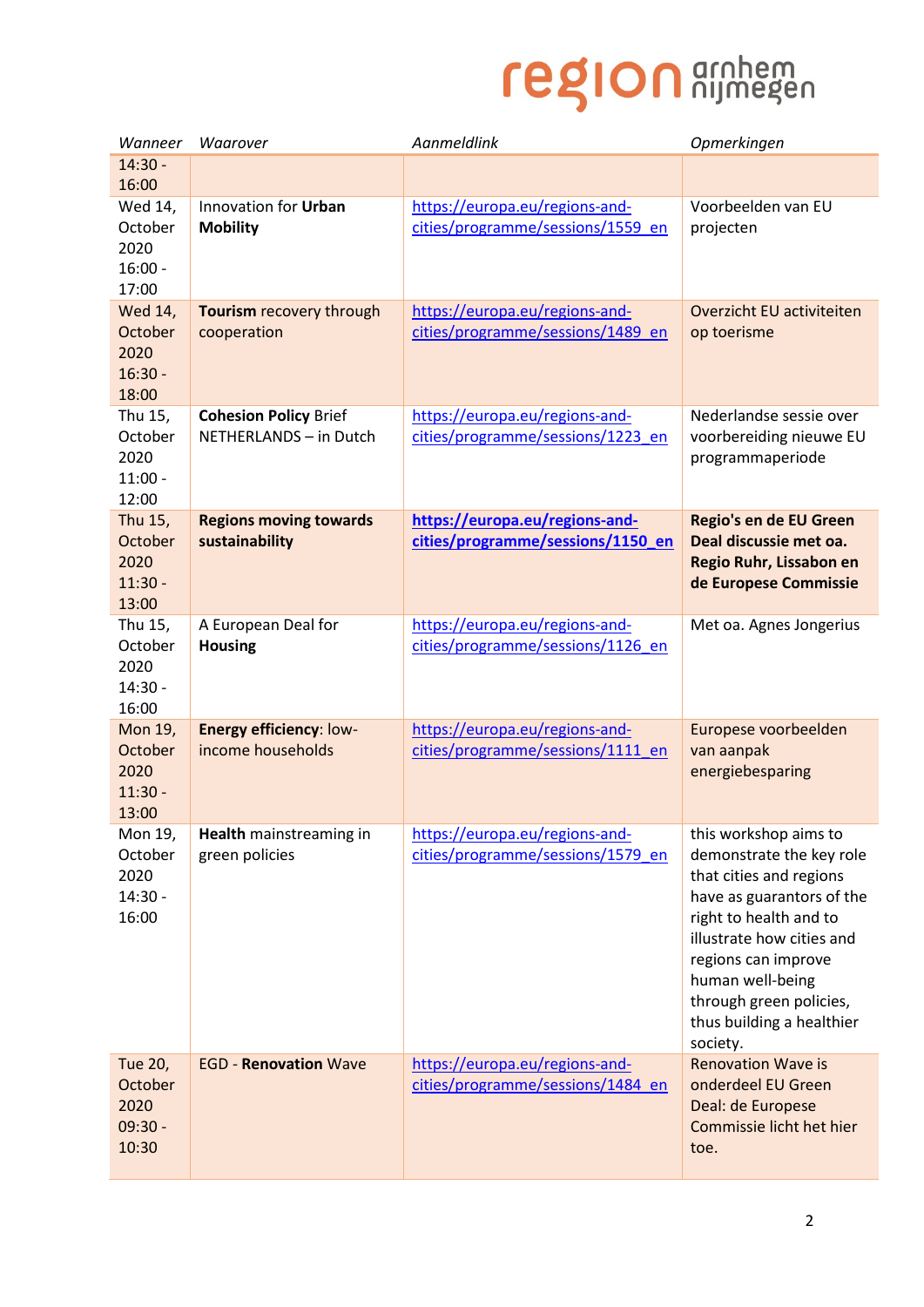| *Wanneer* | *Waarover* | *Aanmeldlink* | *Opmerkingen* |
|---|---|---|---|
| 14:30 - 16:00 | | | |
| Wed 14, October 2020 16:00 - 17:00 | Innovation for **Urban Mobility** | https://europa.eu/regions-and-cities/programme/sessions/1559_en | Voorbeelden van EU projecten |
| Wed 14, October 2020 16:30 - 18:00 | **Tourism** recovery through cooperation | https://europa.eu/regions-and-cities/programme/sessions/1489_en | Overzicht EU activiteiten op toerisme |
| Thu 15, October 2020 11:00 - 12:00 | **Cohesion Policy** Brief NETHERLANDS – in Dutch | https://europa.eu/regions-and-cities/programme/sessions/1223_en | Nederlandse sessie over voorbereiding nieuwe EU programmaperiode |
| Thu 15, October 2020 11:30 - 13:00 | **Regions moving towards sustainability** | **https://europa.eu/regions-and-cities/programme/sessions/1150_en** | **Regio's en de EU Green Deal discussie met oa. Regio Ruhr, Lissabon en de Europese Commissie** |
| Thu 15, October 2020 14:30 - 16:00 | A European Deal for **Housing** | https://europa.eu/regions-and-cities/programme/sessions/1126_en | Met oa. Agnes Jongerius |
| Mon 19, October 2020 11:30 - 13:00 | **Energy efficiency**: low-income households | https://europa.eu/regions-and-cities/programme/sessions/1111_en | Europese voorbeelden van aanpak energiebesparing |
| Mon 19, October 2020 14:30 - 16:00 | **Health** mainstreaming in green policies | https://europa.eu/regions-and-cities/programme/sessions/1579_en | this workshop aims to demonstrate the key role that cities and regions have as guarantors of the right to health and to illustrate how cities and regions can improve human well-being through green policies, thus building a healthier society. |
| Tue 20, October 2020 09:30 - 10:30 | EGD - **Renovation** Wave | https://europa.eu/regions-and-cities/programme/sessions/1484_en | Renovation Wave is onderdeel EU Green Deal: de Europese Commissie licht het hier toe. |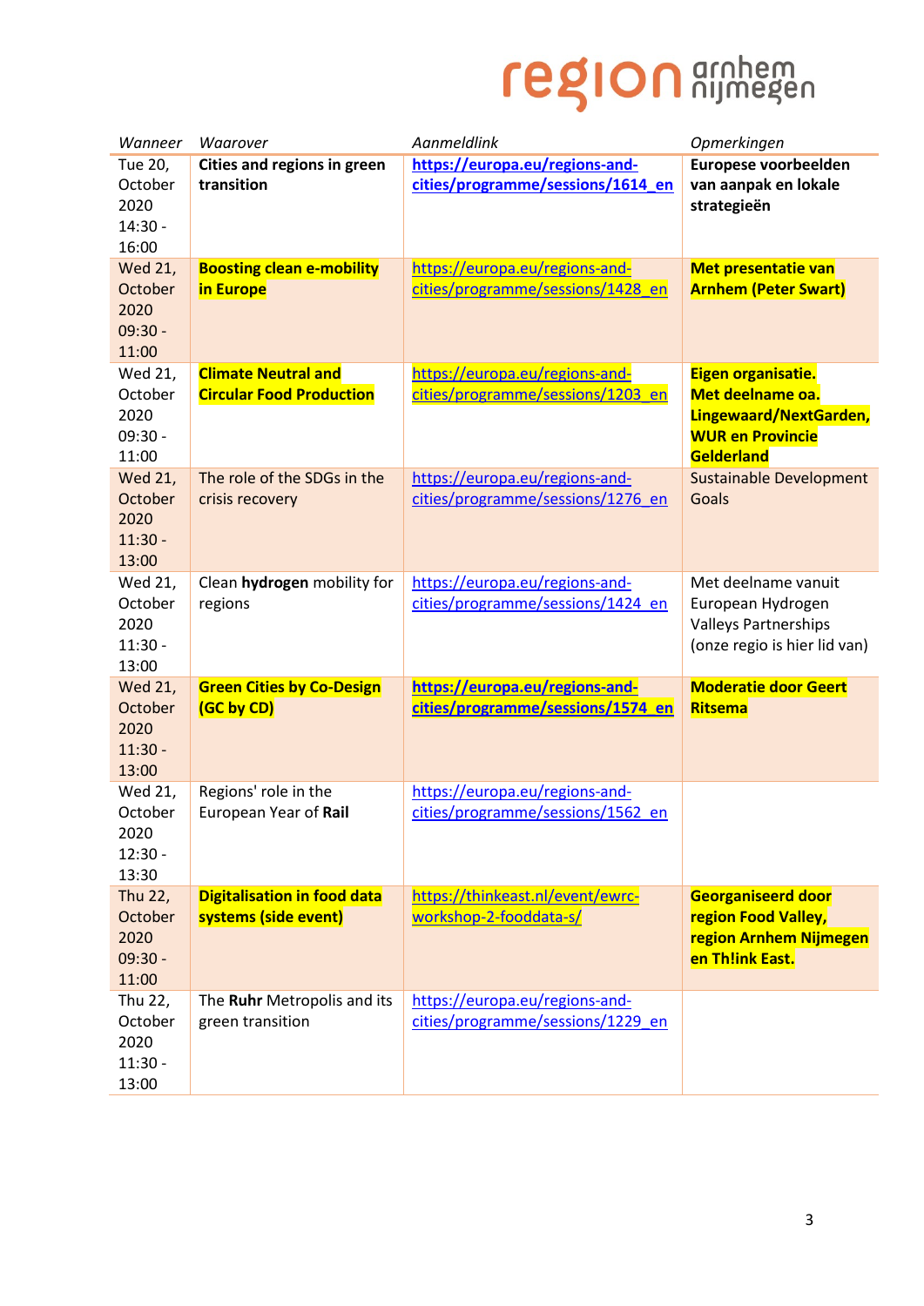| *Wanneer* | *Waarover* | *Aanmeldlink* | *Opmerkingen* |
|---|---|---|---|
| Tue 20, October 2020 14:30 - 16:00 | **Cities and regions in green transition** | **https://europa.eu/regions-and-cities/programme/sessions/1614_en** | **Europese voorbeelden van aanpak en lokale strategieën** |
| Wed 21, October 2020 09:30 - 11:00 | **Boosting clean e-mobility in Europe** | https://europa.eu/regions-and-cities/programme/sessions/1428_en | **Met presentatie van Arnhem (Peter Swart)** |
| Wed 21, October 2020 09:30 - 11:00 | **Climate Neutral and Circular Food Production** | https://europa.eu/regions-and-cities/programme/sessions/1203_en | **Eigen organisatie. Met deelname oa. Lingewaard/NextGarden, WUR en Provincie Gelderland** |
| Wed 21, October 2020 11:30 - 13:00 | The role of the SDGs in the crisis recovery | https://europa.eu/regions-and-cities/programme/sessions/1276_en | Sustainable Development Goals |
| Wed 21, October 2020 11:30 - 13:00 | Clean **hydrogen** mobility for regions | https://europa.eu/regions-and-cities/programme/sessions/1424_en | Met deelname vanuit European Hydrogen Valleys Partnerships (onze regio is hier lid van) |
| Wed 21, October 2020 11:30 - 13:00 | **Green Cities by Co-Design (GC by CD)** | **https://europa.eu/regions-and-cities/programme/sessions/1574_en** | **Moderatie door Geert Ritsema** |
| Wed 21, October 2020 12:30 - 13:30 | Regions' role in the European Year of **Rail** | https://europa.eu/regions-and-cities/programme/sessions/1562_en | |
| Thu 22, October 2020 09:30 - 11:00 | **Digitalisation in food data systems (side event)** | https://thinkeast.nl/event/ewrc-workshop-2-fooddata-s/ | **Georganiseerd door region Food Valley, region Arnhem Nijmegen en Th!nk East.** |
| Thu 22, October 2020 11:30 - 13:00 | The **Ruhr** Metropolis and its green transition | https://europa.eu/regions-and-cities/programme/sessions/1229_en | |